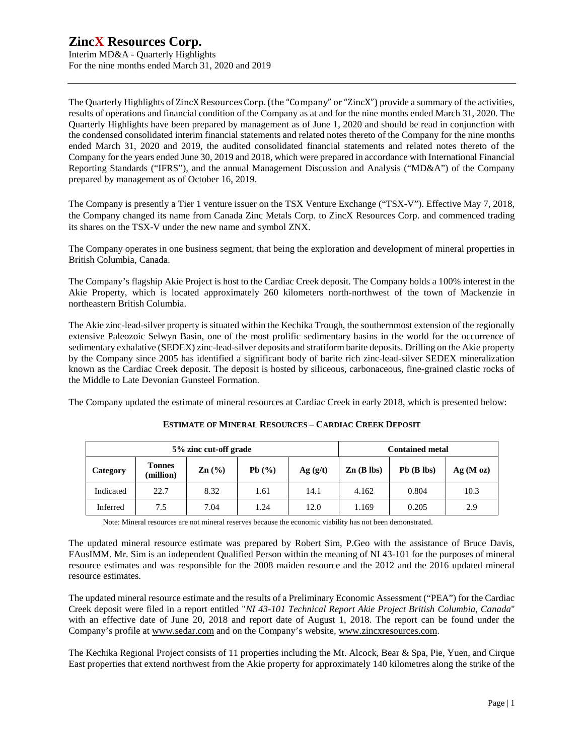# ZincX Resources Corp.

Interim MD&A - Quarterly Highlights
For the nine months ended March 31, 2020 and 2019

The Quarterly Highlights of ZincX Resources Corp. (the "Company" or "ZincX") provide a summary of the activities, results of operations and financial condition of the Company as at and for the nine months ended March 31, 2020. The Quarterly Highlights have been prepared by management as of June 1, 2020 and should be read in conjunction with the condensed consolidated interim financial statements and related notes thereto of the Company for the nine months ended March 31, 2020 and 2019, the audited consolidated financial statements and related notes thereto of the Company for the years ended June 30, 2019 and 2018, which were prepared in accordance with International Financial Reporting Standards ("IFRS"), and the annual Management Discussion and Analysis ("MD&A") of the Company prepared by management as of October 16, 2019.

The Company is presently a Tier 1 venture issuer on the TSX Venture Exchange ("TSX-V"). Effective May 7, 2018, the Company changed its name from Canada Zinc Metals Corp. to ZincX Resources Corp. and commenced trading its shares on the TSX-V under the new name and symbol ZNX.

The Company operates in one business segment, that being the exploration and development of mineral properties in British Columbia, Canada.

The Company's flagship Akie Project is host to the Cardiac Creek deposit. The Company holds a 100% interest in the Akie Property, which is located approximately 260 kilometers north-northwest of the town of Mackenzie in northeastern British Columbia.

The Akie zinc-lead-silver property is situated within the Kechika Trough, the southernmost extension of the regionally extensive Paleozoic Selwyn Basin, one of the most prolific sedimentary basins in the world for the occurrence of sedimentary exhalative (SEDEX) zinc-lead-silver deposits and stratiform barite deposits. Drilling on the Akie property by the Company since 2005 has identified a significant body of barite rich zinc-lead-silver SEDEX mineralization known as the Cardiac Creek deposit. The deposit is hosted by siliceous, carbonaceous, fine-grained clastic rocks of the Middle to Late Devonian Gunsteel Formation.

The Company updated the estimate of mineral resources at Cardiac Creek in early 2018, which is presented below:

**ESTIMATE OF MINERAL RESOURCES – CARDIAC CREEK DEPOSIT**

| 5% zinc cut-off grade | | | | | Contained metal | | |
|---|---|---|---|---|---|---|---|
| **Category** | **Tonnes (million)** | **Zn (%)** | **Pb (%)** | **Ag (g/t)** | **Zn (B lbs)** | **Pb (B lbs)** | **Ag (M oz)** |
| Indicated | 22.7 | 8.32 | 1.61 | 14.1 | 4.162 | 0.804 | 10.3 |
| Inferred | 7.5 | 7.04 | 1.24 | 12.0 | 1.169 | 0.205 | 2.9 |

Note: Mineral resources are not mineral reserves because the economic viability has not been demonstrated.

The updated mineral resource estimate was prepared by Robert Sim, P.Geo with the assistance of Bruce Davis, FAusIMM. Mr. Sim is an independent Qualified Person within the meaning of NI 43-101 for the purposes of mineral resource estimates and was responsible for the 2008 maiden resource and the 2012 and the 2016 updated mineral resource estimates.

The updated mineral resource estimate and the results of a Preliminary Economic Assessment ("PEA") for the Cardiac Creek deposit were filed in a report entitled "*NI 43-101 Technical Report Akie Project British Columbia, Canada*" with an effective date of June 20, 2018 and report date of August 1, 2018. The report can be found under the Company's profile at www.sedar.com and on the Company's website, www.zincxresources.com.

The Kechika Regional Project consists of 11 properties including the Mt. Alcock, Bear & Spa, Pie, Yuen, and Cirque East properties that extend northwest from the Akie property for approximately 140 kilometres along the strike of the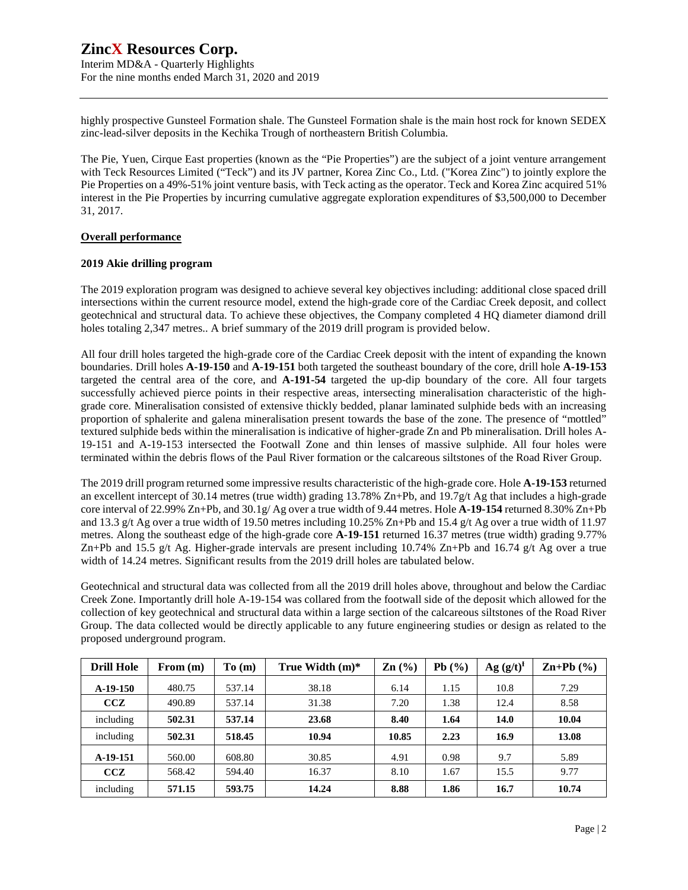highly prospective Gunsteel Formation shale. The Gunsteel Formation shale is the main host rock for known SEDEX zinc-lead-silver deposits in the Kechika Trough of northeastern British Columbia.

The Pie, Yuen, Cirque East properties (known as the "Pie Properties") are the subject of a joint venture arrangement with Teck Resources Limited ("Teck") and its JV partner, Korea Zinc Co., Ltd. ("Korea Zinc") to jointly explore the Pie Properties on a 49%-51% joint venture basis, with Teck acting as the operator. Teck and Korea Zinc acquired 51% interest in the Pie Properties by incurring cumulative aggregate exploration expenditures of $3,500,000 to December 31, 2017.

## Overall performance

### 2019 Akie drilling program

The 2019 exploration program was designed to achieve several key objectives including: additional close spaced drill intersections within the current resource model, extend the high-grade core of the Cardiac Creek deposit, and collect geotechnical and structural data. To achieve these objectives, the Company completed 4 HQ diameter diamond drill holes totaling 2,347 metres.. A brief summary of the 2019 drill program is provided below.

All four drill holes targeted the high-grade core of the Cardiac Creek deposit with the intent of expanding the known boundaries. Drill holes **A-19-150** and **A-19-151** both targeted the southeast boundary of the core, drill hole **A-19-153** targeted the central area of the core, and **A-191-54** targeted the up-dip boundary of the core. All four targets successfully achieved pierce points in their respective areas, intersecting mineralisation characteristic of the high-grade core. Mineralisation consisted of extensive thickly bedded, planar laminated sulphide beds with an increasing proportion of sphalerite and galena mineralisation present towards the base of the zone. The presence of "mottled" textured sulphide beds within the mineralisation is indicative of higher-grade Zn and Pb mineralisation. Drill holes A-19-151 and A-19-153 intersected the Footwall Zone and thin lenses of massive sulphide. All four holes were terminated within the debris flows of the Paul River formation or the calcareous siltstones of the Road River Group.

The 2019 drill program returned some impressive results characteristic of the high-grade core. Hole **A-19-153** returned an excellent intercept of 30.14 metres (true width) grading 13.78% Zn+Pb, and 19.7g/t Ag that includes a high-grade core interval of 22.99% Zn+Pb, and 30.1g/ Ag over a true width of 9.44 metres. Hole **A-19-154** returned 8.30% Zn+Pb and 13.3 g/t Ag over a true width of 19.50 metres including 10.25% Zn+Pb and 15.4 g/t Ag over a true width of 11.97 metres. Along the southeast edge of the high-grade core **A-19-151** returned 16.37 metres (true width) grading 9.77% Zn+Pb and 15.5 g/t Ag. Higher-grade intervals are present including 10.74% Zn+Pb and 16.74 g/t Ag over a true width of 14.24 metres. Significant results from the 2019 drill holes are tabulated below.

Geotechnical and structural data was collected from all the 2019 drill holes above, throughout and below the Cardiac Creek Zone. Importantly drill hole A-19-154 was collared from the footwall side of the deposit which allowed for the collection of key geotechnical and structural data within a large section of the calcareous siltstones of the Road River Group. The data collected would be directly applicable to any future engineering studies or design as related to the proposed underground program.

| Drill Hole | From (m) | To (m) | True Width (m)* | Zn (%) | Pb (%) | Ag (g/t)[I] | Zn+Pb (%) |
|---|---|---|---|---|---|---|---|
| **A-19-150** | 480.75 | 537.14 | 38.18 | 6.14 | 1.15 | 10.8 | 7.29 |
| **CCZ** | 490.89 | 537.14 | 31.38 | 7.20 | 1.38 | 12.4 | 8.58 |
| including | **502.31** | **537.14** | **23.68** | **8.40** | **1.64** | **14.0** | **10.04** |
| including | **502.31** | **518.45** | **10.94** | **10.85** | **2.23** | **16.9** | **13.08** |
| **A-19-151** | 560.00 | 608.80 | 30.85 | 4.91 | 0.98 | 9.7 | 5.89 |
| **CCZ** | 568.42 | 594.40 | 16.37 | 8.10 | 1.67 | 15.5 | 9.77 |
| including | **571.15** | **593.75** | **14.24** | **8.88** | **1.86** | **16.7** | **10.74** |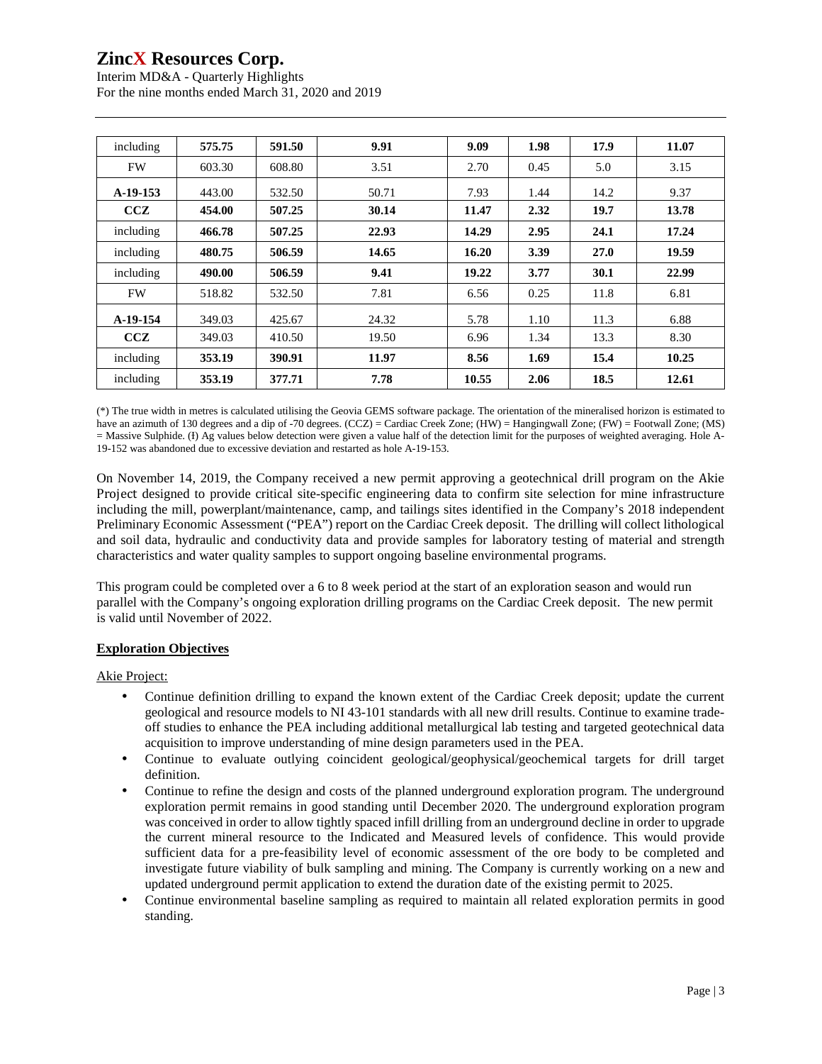| including | **575.75** | **591.50** | **9.91** | **9.09** | **1.98** | **17.9** | **11.07** |
|---|---|---|---|---|---|---|---|
| FW | 603.30 | 608.80 | 3.51 | 2.70 | 0.45 | 5.0 | 3.15 |
| **A-19-153** | 443.00 | 532.50 | 50.71 | 7.93 | 1.44 | 14.2 | 9.37 |
| **CCZ** | **454.00** | **507.25** | **30.14** | **11.47** | **2.32** | **19.7** | **13.78** |
| including | **466.78** | **507.25** | **22.93** | **14.29** | **2.95** | **24.1** | **17.24** |
| including | **480.75** | **506.59** | **14.65** | **16.20** | **3.39** | **27.0** | **19.59** |
| including | **490.00** | **506.59** | **9.41** | **19.22** | **3.77** | **30.1** | **22.99** |
| FW | 518.82 | 532.50 | 7.81 | 6.56 | 0.25 | 11.8 | 6.81 |
| **A-19-154** | 349.03 | 425.67 | 24.32 | 5.78 | 1.10 | 11.3 | 6.88 |
| **CCZ** | 349.03 | 410.50 | 19.50 | 6.96 | 1.34 | 13.3 | 8.30 |
| including | **353.19** | **390.91** | **11.97** | **8.56** | **1.69** | **15.4** | **10.25** |
| including | **353.19** | **377.71** | **7.78** | **10.55** | **2.06** | **18.5** | **12.61** |

(*) The true width in metres is calculated utilising the Geovia GEMS software package. The orientation of the mineralised horizon is estimated to have an azimuth of 130 degrees and a dip of -70 degrees. (CCZ) = Cardiac Creek Zone; (HW) = Hangingwall Zone; (FW) = Footwall Zone; (MS) = Massive Sulphide. (Ɨ) Ag values below detection were given a value half of the detection limit for the purposes of weighted averaging. Hole A-19-152 was abandoned due to excessive deviation and restarted as hole A-19-153.

On November 14, 2019, the Company received a new permit approving a geotechnical drill program on the Akie Project designed to provide critical site-specific engineering data to confirm site selection for mine infrastructure including the mill, powerplant/maintenance, camp, and tailings sites identified in the Company's 2018 independent Preliminary Economic Assessment ("PEA") report on the Cardiac Creek deposit. The drilling will collect lithological and soil data, hydraulic and conductivity data and provide samples for laboratory testing of material and strength characteristics and water quality samples to support ongoing baseline environmental programs.

This program could be completed over a 6 to 8 week period at the start of an exploration season and would run parallel with the Company's ongoing exploration drilling programs on the Cardiac Creek deposit. The new permit is valid until November of 2022.

**Exploration Objectives**

Akie Project:

- Continue definition drilling to expand the known extent of the Cardiac Creek deposit; update the current geological and resource models to NI 43-101 standards with all new drill results. Continue to examine trade-off studies to enhance the PEA including additional metallurgical lab testing and targeted geotechnical data acquisition to improve understanding of mine design parameters used in the PEA.
- Continue to evaluate outlying coincident geological/geophysical/geochemical targets for drill target definition.
- Continue to refine the design and costs of the planned underground exploration program. The underground exploration permit remains in good standing until December 2020. The underground exploration program was conceived in order to allow tightly spaced infill drilling from an underground decline in order to upgrade the current mineral resource to the Indicated and Measured levels of confidence. This would provide sufficient data for a pre-feasibility level of economic assessment of the ore body to be completed and investigate future viability of bulk sampling and mining. The Company is currently working on a new and updated underground permit application to extend the duration date of the existing permit to 2025.
- Continue environmental baseline sampling as required to maintain all related exploration permits in good standing.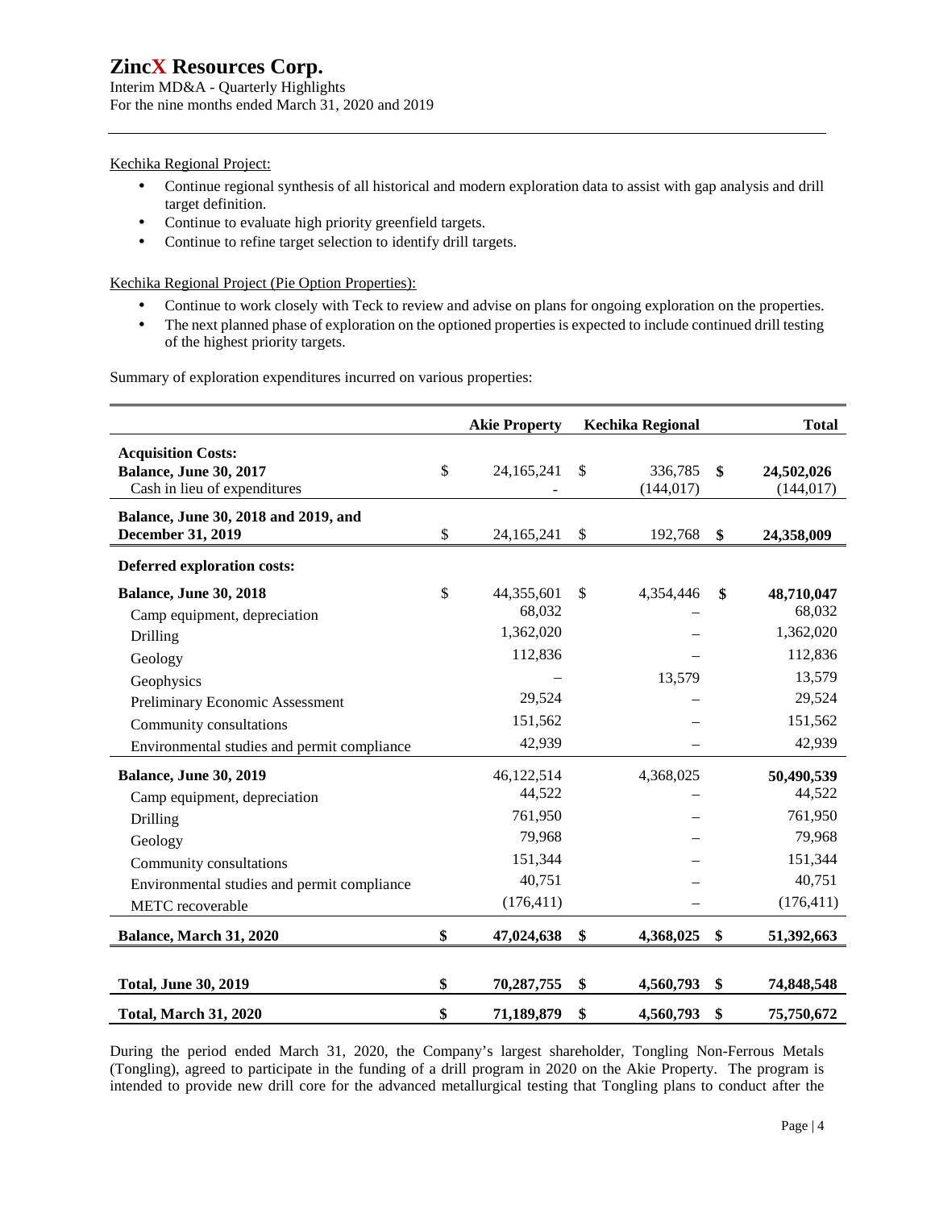Kechika Regional Project:

- Continue regional synthesis of all historical and modern exploration data to assist with gap analysis and drill target definition.
- Continue to evaluate high priority greenfield targets.
- Continue to refine target selection to identify drill targets.

Kechika Regional Project (Pie Option Properties):

- Continue to work closely with Teck to review and advise on plans for ongoing exploration on the properties.
- The next planned phase of exploration on the optioned properties is expected to include continued drill testing of the highest priority targets.

Summary of exploration expenditures incurred on various properties:

| | Akie Property | Kechika Regional | Total |
|---|---|---|---|
| **Acquisition Costs:** | | | |
| **Balance, June 30, 2017** | $ 24,165,241 | $ 336,785 | **$ 24,502,026** |
| Cash in lieu of expenditures | - | (144,017) | (144,017) |
| **Balance, June 30, 2018 and 2019, and December 31, 2019** | $ 24,165,241 | $ 192,768 | **$ 24,358,009** |
| **Deferred exploration costs:** | | | |
| **Balance, June 30, 2018** | $ 44,355,601 | $ 4,354,446 | **$ 48,710,047** |
| Camp equipment, depreciation | 68,032 | – | 68,032 |
| Drilling | 1,362,020 | – | 1,362,020 |
| Geology | 112,836 | – | 112,836 |
| Geophysics | – | 13,579 | 13,579 |
| Preliminary Economic Assessment | 29,524 | – | 29,524 |
| Community consultations | 151,562 | – | 151,562 |
| Environmental studies and permit compliance | 42,939 | – | 42,939 |
| **Balance, June 30, 2019** | 46,122,514 | 4,368,025 | **50,490,539** |
| Camp equipment, depreciation | 44,522 | – | 44,522 |
| Drilling | 761,950 | – | 761,950 |
| Geology | 79,968 | – | 79,968 |
| Community consultations | 151,344 | – | 151,344 |
| Environmental studies and permit compliance | 40,751 | – | 40,751 |
| METC recoverable | (176,411) | – | (176,411) |
| **Balance, March 31, 2020** | **$ 47,024,638** | **$ 4,368,025** | **$ 51,392,663** |
| **Total, June 30, 2019** | **$ 70,287,755** | **$ 4,560,793** | **$ 74,848,548** |
| **Total, March 31, 2020** | **$ 71,189,879** | **$ 4,560,793** | **$ 75,750,672** |

During the period ended March 31, 2020, the Company's largest shareholder, Tongling Non-Ferrous Metals (Tongling), agreed to participate in the funding of a drill program in 2020 on the Akie Property. The program is intended to provide new drill core for the advanced metallurgical testing that Tongling plans to conduct after the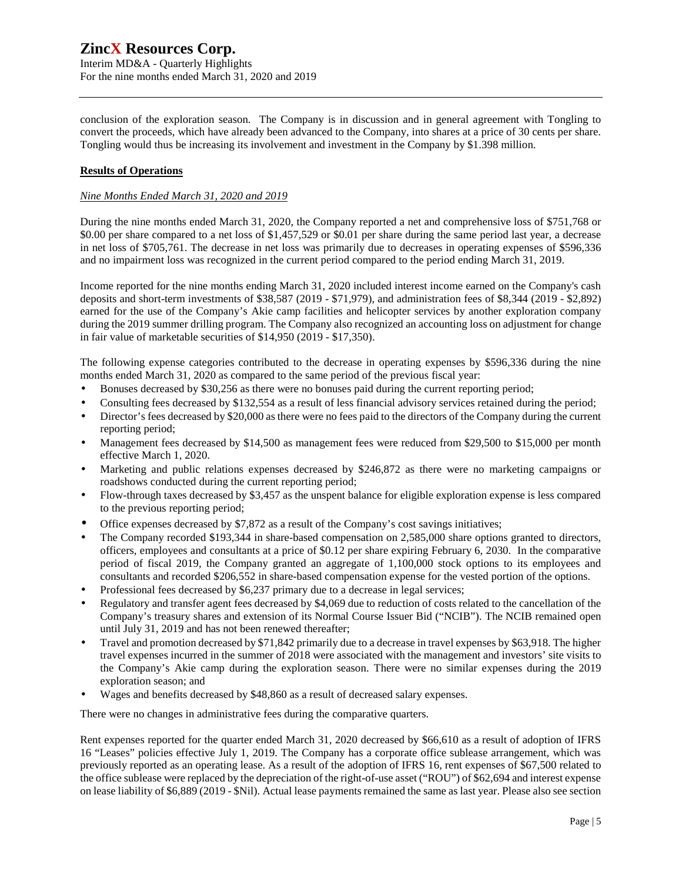conclusion of the exploration season. The Company is in discussion and in general agreement with Tongling to convert the proceeds, which have already been advanced to the Company, into shares at a price of 30 cents per share. Tongling would thus be increasing its involvement and investment in the Company by $1.398 million.

## **Results of Operations**

### *Nine Months Ended March 31, 2020 and 2019*

During the nine months ended March 31, 2020, the Company reported a net and comprehensive loss of $751,768 or $0.00 per share compared to a net loss of $1,457,529 or $0.01 per share during the same period last year, a decrease in net loss of $705,761. The decrease in net loss was primarily due to decreases in operating expenses of $596,336 and no impairment loss was recognized in the current period compared to the period ending March 31, 2019.

Income reported for the nine months ending March 31, 2020 included interest income earned on the Company's cash deposits and short-term investments of $38,587 (2019 - $71,979), and administration fees of $8,344 (2019 - $2,892) earned for the use of the Company's Akie camp facilities and helicopter services by another exploration company during the 2019 summer drilling program. The Company also recognized an accounting loss on adjustment for change in fair value of marketable securities of $14,950 (2019 - $17,350).

The following expense categories contributed to the decrease in operating expenses by $596,336 during the nine months ended March 31, 2020 as compared to the same period of the previous fiscal year:

- Bonuses decreased by $30,256 as there were no bonuses paid during the current reporting period;
- Consulting fees decreased by $132,554 as a result of less financial advisory services retained during the period;
- Director's fees decreased by $20,000 as there were no fees paid to the directors of the Company during the current reporting period;
- Management fees decreased by $14,500 as management fees were reduced from $29,500 to $15,000 per month effective March 1, 2020.
- Marketing and public relations expenses decreased by $246,872 as there were no marketing campaigns or roadshows conducted during the current reporting period;
- Flow-through taxes decreased by $3,457 as the unspent balance for eligible exploration expense is less compared to the previous reporting period;
- Office expenses decreased by $7,872 as a result of the Company's cost savings initiatives;
- The Company recorded $193,344 in share-based compensation on 2,585,000 share options granted to directors, officers, employees and consultants at a price of $0.12 per share expiring February 6, 2030. In the comparative period of fiscal 2019, the Company granted an aggregate of 1,100,000 stock options to its employees and consultants and recorded $206,552 in share-based compensation expense for the vested portion of the options.
- Professional fees decreased by $6,237 primary due to a decrease in legal services;
- Regulatory and transfer agent fees decreased by $4,069 due to reduction of costs related to the cancellation of the Company's treasury shares and extension of its Normal Course Issuer Bid ("NCIB"). The NCIB remained open until July 31, 2019 and has not been renewed thereafter;
- Travel and promotion decreased by $71,842 primarily due to a decrease in travel expenses by $63,918. The higher travel expenses incurred in the summer of 2018 were associated with the management and investors' site visits to the Company's Akie camp during the exploration season. There were no similar expenses during the 2019 exploration season; and
- Wages and benefits decreased by $48,860 as a result of decreased salary expenses.

There were no changes in administrative fees during the comparative quarters.

Rent expenses reported for the quarter ended March 31, 2020 decreased by $66,610 as a result of adoption of IFRS 16 "Leases" policies effective July 1, 2019. The Company has a corporate office sublease arrangement, which was previously reported as an operating lease. As a result of the adoption of IFRS 16, rent expenses of $67,500 related to the office sublease were replaced by the depreciation of the right-of-use asset ("ROU") of $62,694 and interest expense on lease liability of $6,889 (2019 - $Nil). Actual lease payments remained the same as last year. Please also see section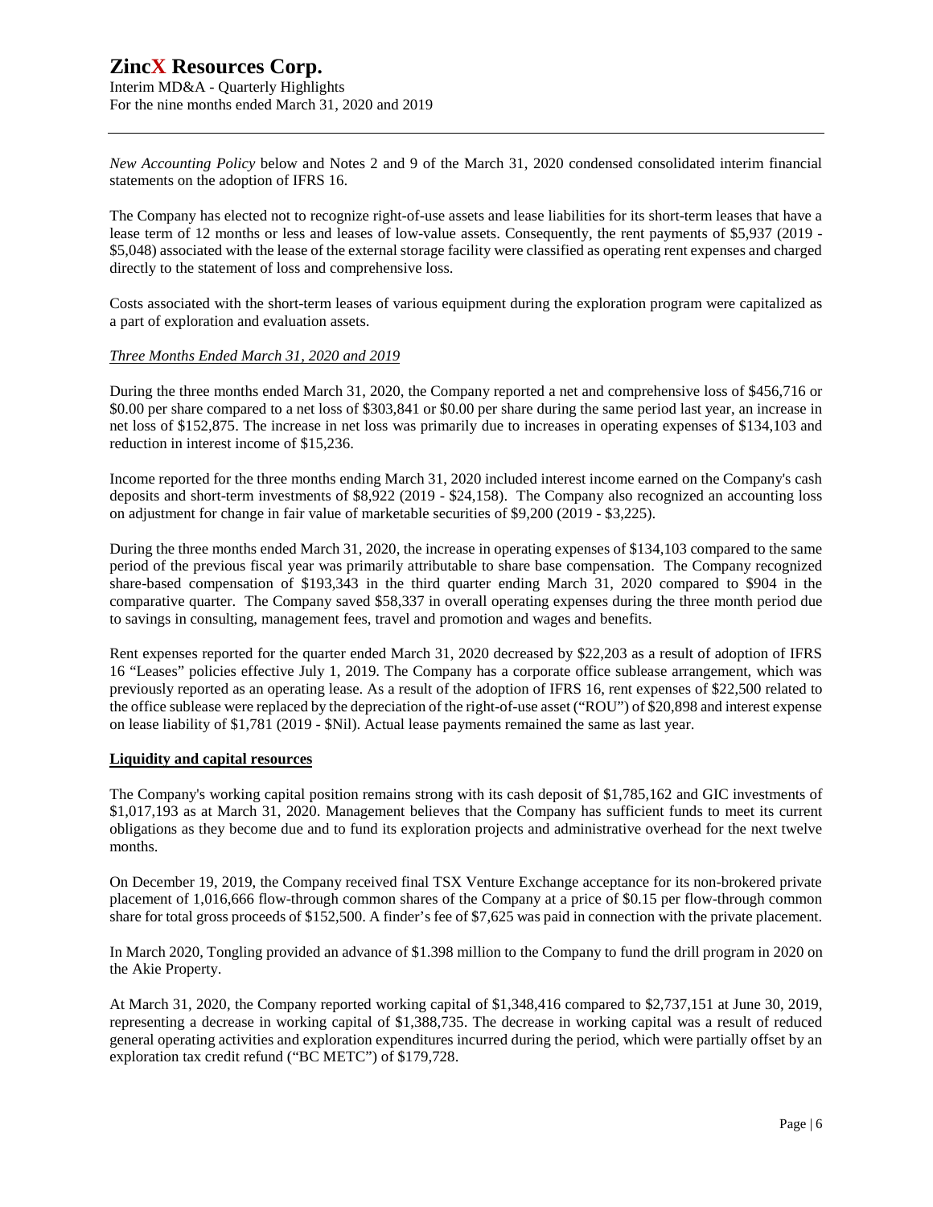*New Accounting Policy* below and Notes 2 and 9 of the March 31, 2020 condensed consolidated interim financial statements on the adoption of IFRS 16.

The Company has elected not to recognize right-of-use assets and lease liabilities for its short-term leases that have a lease term of 12 months or less and leases of low-value assets. Consequently, the rent payments of $5,937 (2019 - $5,048) associated with the lease of the external storage facility were classified as operating rent expenses and charged directly to the statement of loss and comprehensive loss.

Costs associated with the short-term leases of various equipment during the exploration program were capitalized as a part of exploration and evaluation assets.

*Three Months Ended March 31, 2020 and 2019*

During the three months ended March 31, 2020, the Company reported a net and comprehensive loss of $456,716 or $0.00 per share compared to a net loss of $303,841 or $0.00 per share during the same period last year, an increase in net loss of $152,875. The increase in net loss was primarily due to increases in operating expenses of $134,103 and reduction in interest income of $15,236.

Income reported for the three months ending March 31, 2020 included interest income earned on the Company's cash deposits and short-term investments of $8,922 (2019 - $24,158). The Company also recognized an accounting loss on adjustment for change in fair value of marketable securities of $9,200 (2019 - $3,225).

During the three months ended March 31, 2020, the increase in operating expenses of $134,103 compared to the same period of the previous fiscal year was primarily attributable to share base compensation. The Company recognized share-based compensation of $193,343 in the third quarter ending March 31, 2020 compared to $904 in the comparative quarter. The Company saved $58,337 in overall operating expenses during the three month period due to savings in consulting, management fees, travel and promotion and wages and benefits.

Rent expenses reported for the quarter ended March 31, 2020 decreased by $22,203 as a result of adoption of IFRS 16 "Leases" policies effective July 1, 2019. The Company has a corporate office sublease arrangement, which was previously reported as an operating lease. As a result of the adoption of IFRS 16, rent expenses of $22,500 related to the office sublease were replaced by the depreciation of the right-of-use asset ("ROU") of $20,898 and interest expense on lease liability of $1,781 (2019 - $Nil). Actual lease payments remained the same as last year.

## Liquidity and capital resources

The Company's working capital position remains strong with its cash deposit of $1,785,162 and GIC investments of $1,017,193 as at March 31, 2020. Management believes that the Company has sufficient funds to meet its current obligations as they become due and to fund its exploration projects and administrative overhead for the next twelve months.

On December 19, 2019, the Company received final TSX Venture Exchange acceptance for its non-brokered private placement of 1,016,666 flow-through common shares of the Company at a price of $0.15 per flow-through common share for total gross proceeds of $152,500. A finder's fee of $7,625 was paid in connection with the private placement.

In March 2020, Tongling provided an advance of $1.398 million to the Company to fund the drill program in 2020 on the Akie Property.

At March 31, 2020, the Company reported working capital of $1,348,416 compared to $2,737,151 at June 30, 2019, representing a decrease in working capital of $1,388,735. The decrease in working capital was a result of reduced general operating activities and exploration expenditures incurred during the period, which were partially offset by an exploration tax credit refund ("BC METC") of $179,728.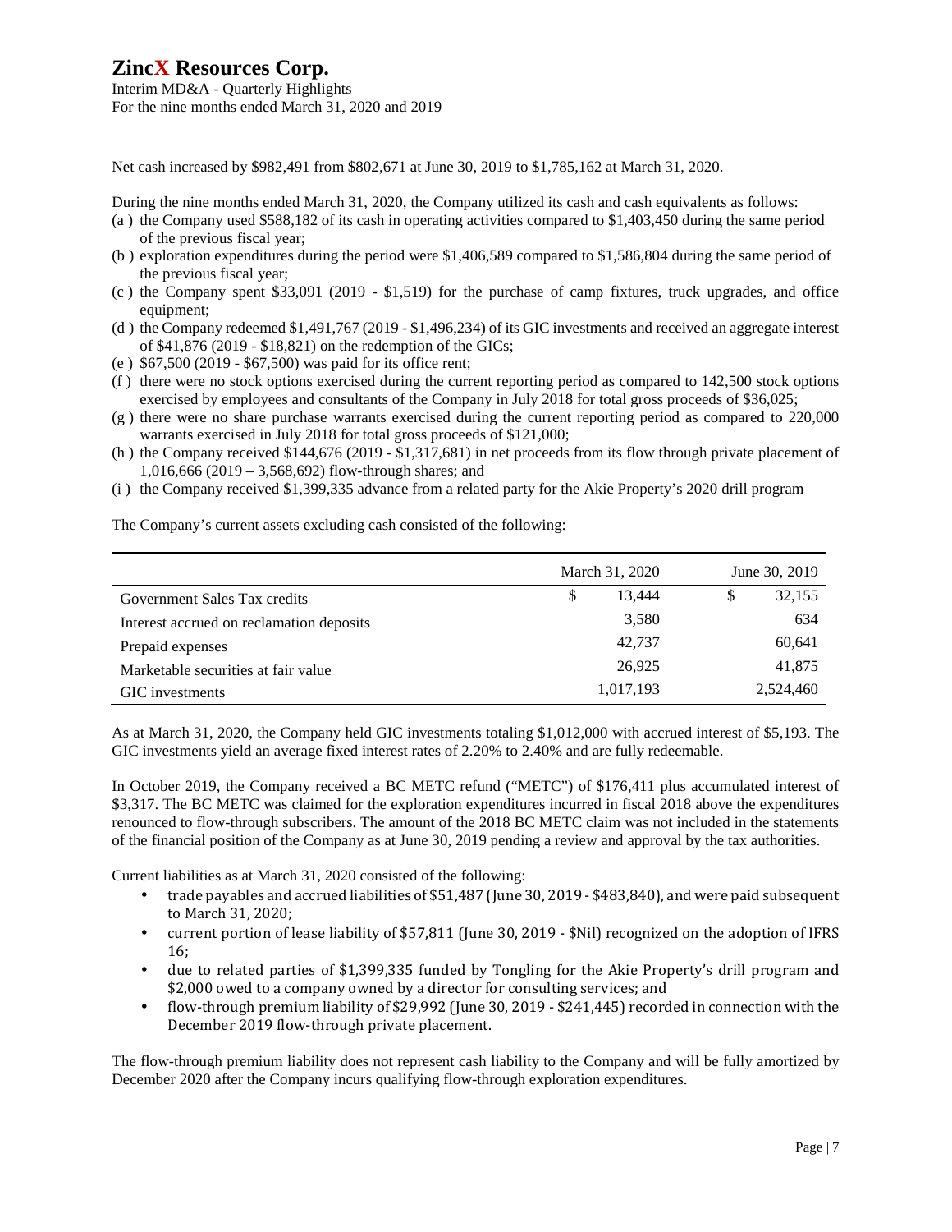Net cash increased by $982,491 from $802,671 at June 30, 2019 to $1,785,162 at March 31, 2020.

During the nine months ended March 31, 2020, the Company utilized its cash and cash equivalents as follows:

(a ) the Company used $588,182 of its cash in operating activities compared to $1,403,450 during the same period of the previous fiscal year;

(b ) exploration expenditures during the period were $1,406,589 compared to $1,586,804 during the same period of the previous fiscal year;

(c ) the Company spent $33,091 (2019 - $1,519) for the purchase of camp fixtures, truck upgrades, and office equipment;

(d ) the Company redeemed $1,491,767 (2019 - $1,496,234) of its GIC investments and received an aggregate interest of $41,876 (2019 - $18,821) on the redemption of the GICs;

(e ) $67,500 (2019 - $67,500) was paid for its office rent;

(f ) there were no stock options exercised during the current reporting period as compared to 142,500 stock options exercised by employees and consultants of the Company in July 2018 for total gross proceeds of $36,025;

(g ) there were no share purchase warrants exercised during the current reporting period as compared to 220,000 warrants exercised in July 2018 for total gross proceeds of $121,000;

(h ) the Company received $144,676 (2019 - $1,317,681) in net proceeds from its flow through private placement of 1,016,666 (2019 – 3,568,692) flow-through shares; and

(i ) the Company received $1,399,335 advance from a related party for the Akie Property's 2020 drill program

The Company's current assets excluding cash consisted of the following:

| | March 31, 2020 | June 30, 2019 |
|---|---|---|
| Government Sales Tax credits | $ 13,444 | $ 32,155 |
| Interest accrued on reclamation deposits | 3,580 | 634 |
| Prepaid expenses | 42,737 | 60,641 |
| Marketable securities at fair value | 26,925 | 41,875 |
| GIC investments | 1,017,193 | 2,524,460 |

As at March 31, 2020, the Company held GIC investments totaling $1,012,000 with accrued interest of $5,193. The GIC investments yield an average fixed interest rates of 2.20% to 2.40% and are fully redeemable.

In October 2019, the Company received a BC METC refund ("METC") of $176,411 plus accumulated interest of $3,317. The BC METC was claimed for the exploration expenditures incurred in fiscal 2018 above the expenditures renounced to flow-through subscribers. The amount of the 2018 BC METC claim was not included in the statements of the financial position of the Company as at June 30, 2019 pending a review and approval by the tax authorities.

Current liabilities as at March 31, 2020 consisted of the following:

- trade payables and accrued liabilities of $51,487 (June 30, 2019 - $483,840), and were paid subsequent to March 31, 2020;
- current portion of lease liability of $57,811 (June 30, 2019 - $Nil) recognized on the adoption of IFRS 16;
- due to related parties of $1,399,335 funded by Tongling for the Akie Property's drill program and $2,000 owed to a company owned by a director for consulting services; and
- flow-through premium liability of $29,992 (June 30, 2019 - $241,445) recorded in connection with the December 2019 flow-through private placement.

The flow-through premium liability does not represent cash liability to the Company and will be fully amortized by December 2020 after the Company incurs qualifying flow-through exploration expenditures.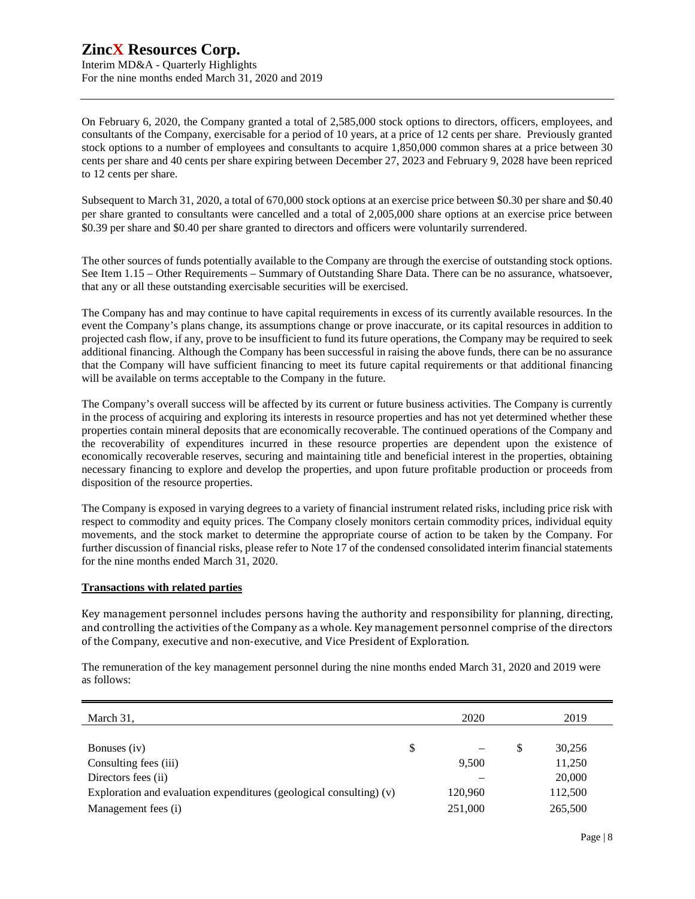On February 6, 2020, the Company granted a total of 2,585,000 stock options to directors, officers, employees, and consultants of the Company, exercisable for a period of 10 years, at a price of 12 cents per share. Previously granted stock options to a number of employees and consultants to acquire 1,850,000 common shares at a price between 30 cents per share and 40 cents per share expiring between December 27, 2023 and February 9, 2028 have been repriced to 12 cents per share.

Subsequent to March 31, 2020, a total of 670,000 stock options at an exercise price between $0.30 per share and $0.40 per share granted to consultants were cancelled and a total of 2,005,000 share options at an exercise price between $0.39 per share and $0.40 per share granted to directors and officers were voluntarily surrendered.

The other sources of funds potentially available to the Company are through the exercise of outstanding stock options. See Item 1.15 – Other Requirements – Summary of Outstanding Share Data. There can be no assurance, whatsoever, that any or all these outstanding exercisable securities will be exercised.

The Company has and may continue to have capital requirements in excess of its currently available resources. In the event the Company's plans change, its assumptions change or prove inaccurate, or its capital resources in addition to projected cash flow, if any, prove to be insufficient to fund its future operations, the Company may be required to seek additional financing. Although the Company has been successful in raising the above funds, there can be no assurance that the Company will have sufficient financing to meet its future capital requirements or that additional financing will be available on terms acceptable to the Company in the future.

The Company's overall success will be affected by its current or future business activities. The Company is currently in the process of acquiring and exploring its interests in resource properties and has not yet determined whether these properties contain mineral deposits that are economically recoverable. The continued operations of the Company and the recoverability of expenditures incurred in these resource properties are dependent upon the existence of economically recoverable reserves, securing and maintaining title and beneficial interest in the properties, obtaining necessary financing to explore and develop the properties, and upon future profitable production or proceeds from disposition of the resource properties.

The Company is exposed in varying degrees to a variety of financial instrument related risks, including price risk with respect to commodity and equity prices. The Company closely monitors certain commodity prices, individual equity movements, and the stock market to determine the appropriate course of action to be taken by the Company. For further discussion of financial risks, please refer to Note 17 of the condensed consolidated interim financial statements for the nine months ended March 31, 2020.

**Transactions with related parties**

Key management personnel includes persons having the authority and responsibility for planning, directing, and controlling the activities of the Company as a whole. Key management personnel comprise of the directors of the Company, executive and non-executive, and Vice President of Exploration.

The remuneration of the key management personnel during the nine months ended March 31, 2020 and 2019 were as follows:

| March 31, | 2020 | 2019 |
|---|---|---|
| Bonuses (iv) | $ – | $ 30,256 |
| Consulting fees (iii) | 9,500 | 11,250 |
| Directors fees (ii) | – | 20,000 |
| Exploration and evaluation expenditures (geological consulting) (v) | 120,960 | 112,500 |
| Management fees (i) | 251,000 | 265,500 |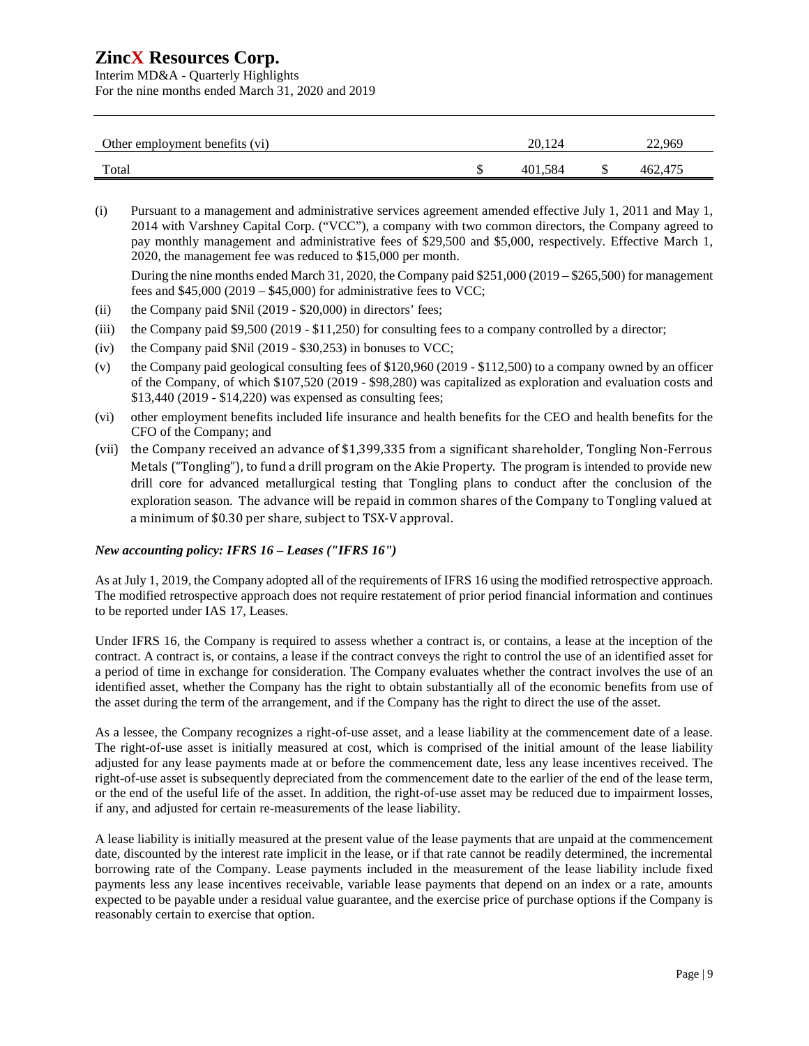| | | 2020 | | 2019 |
|---|---|---|---|---|
| Other employment benefits (vi) | | 20,124 | | 22,969 |
| Total | $ | 401,584 | $ | 462,475 |

(i) Pursuant to a management and administrative services agreement amended effective July 1, 2011 and May 1, 2014 with Varshney Capital Corp. ("VCC"), a company with two common directors, the Company agreed to pay monthly management and administrative fees of $29,500 and $5,000, respectively. Effective March 1, 2020, the management fee was reduced to $15,000 per month.

During the nine months ended March 31, 2020, the Company paid $251,000 (2019 – $265,500) for management fees and $45,000 (2019 – $45,000) for administrative fees to VCC;

(ii) the Company paid $Nil (2019 - $20,000) in directors' fees;

(iii) the Company paid $9,500 (2019 - $11,250) for consulting fees to a company controlled by a director;

(iv) the Company paid $Nil (2019 - $30,253) in bonuses to VCC;

(v) the Company paid geological consulting fees of $120,960 (2019 - $112,500) to a company owned by an officer of the Company, of which $107,520 (2019 - $98,280) was capitalized as exploration and evaluation costs and $13,440 (2019 - $14,220) was expensed as consulting fees;

(vi) other employment benefits included life insurance and health benefits for the CEO and health benefits for the CFO of the Company; and

(vii) the Company received an advance of $1,399,335 from a significant shareholder, Tongling Non-Ferrous Metals ("Tongling"), to fund a drill program on the Akie Property. The program is intended to provide new drill core for advanced metallurgical testing that Tongling plans to conduct after the conclusion of the exploration season. The advance will be repaid in common shares of the Company to Tongling valued at a minimum of $0.30 per share, subject to TSX-V approval.

### *New accounting policy: IFRS 16 – Leases ("IFRS 16")*

As at July 1, 2019, the Company adopted all of the requirements of IFRS 16 using the modified retrospective approach. The modified retrospective approach does not require restatement of prior period financial information and continues to be reported under IAS 17, Leases.

Under IFRS 16, the Company is required to assess whether a contract is, or contains, a lease at the inception of the contract. A contract is, or contains, a lease if the contract conveys the right to control the use of an identified asset for a period of time in exchange for consideration. The Company evaluates whether the contract involves the use of an identified asset, whether the Company has the right to obtain substantially all of the economic benefits from use of the asset during the term of the arrangement, and if the Company has the right to direct the use of the asset.

As a lessee, the Company recognizes a right-of-use asset, and a lease liability at the commencement date of a lease. The right-of-use asset is initially measured at cost, which is comprised of the initial amount of the lease liability adjusted for any lease payments made at or before the commencement date, less any lease incentives received. The right-of-use asset is subsequently depreciated from the commencement date to the earlier of the end of the lease term, or the end of the useful life of the asset. In addition, the right-of-use asset may be reduced due to impairment losses, if any, and adjusted for certain re-measurements of the lease liability.

A lease liability is initially measured at the present value of the lease payments that are unpaid at the commencement date, discounted by the interest rate implicit in the lease, or if that rate cannot be readily determined, the incremental borrowing rate of the Company. Lease payments included in the measurement of the lease liability include fixed payments less any lease incentives receivable, variable lease payments that depend on an index or a rate, amounts expected to be payable under a residual value guarantee, and the exercise price of purchase options if the Company is reasonably certain to exercise that option.

| | | | | |
|---|---|---|---|---|
| Other employment benefits (vi) | | 20,124 | | 22,969 |
| Total | $ | 401,584 | $ | 462,475 |

(i) Pursuant to a management and administrative services agreement amended effective July 1, 2011 and May 1, 2014 with Varshney Capital Corp. ("VCC"), a company with two common directors, the Company agreed to pay monthly management and administrative fees of $29,500 and $5,000, respectively. Effective March 1, 2020, the management fee was reduced to $15,000 per month.

During the nine months ended March 31, 2020, the Company paid $251,000 (2019 – $265,500) for management fees and $45,000 (2019 – $45,000) for administrative fees to VCC;

(ii) the Company paid $Nil (2019 - $20,000) in directors' fees;

(iii) the Company paid $9,500 (2019 - $11,250) for consulting fees to a company controlled by a director;

(iv) the Company paid $Nil (2019 - $30,253) in bonuses to VCC;

(v) the Company paid geological consulting fees of $120,960 (2019 - $112,500) to a company owned by an officer of the Company, of which $107,520 (2019 - $98,280) was capitalized as exploration and evaluation costs and $13,440 (2019 - $14,220) was expensed as consulting fees;

(vi) other employment benefits included life insurance and health benefits for the CEO and health benefits for the CFO of the Company; and

(vii) the Company received an advance of $1,399,335 from a significant shareholder, Tongling Non-Ferrous Metals ("Tongling"), to fund a drill program on the Akie Property. The program is intended to provide new drill core for advanced metallurgical testing that Tongling plans to conduct after the conclusion of the exploration season. The advance will be repaid in common shares of the Company to Tongling valued at a minimum of $0.30 per share, subject to TSX-V approval.

### *New accounting policy: IFRS 16 – Leases ("IFRS 16")*

As at July 1, 2019, the Company adopted all of the requirements of IFRS 16 using the modified retrospective approach. The modified retrospective approach does not require restatement of prior period financial information and continues to be reported under IAS 17, Leases.

Under IFRS 16, the Company is required to assess whether a contract is, or contains, a lease at the inception of the contract. A contract is, or contains, a lease if the contract conveys the right to control the use of an identified asset for a period of time in exchange for consideration. The Company evaluates whether the contract involves the use of an identified asset, whether the Company has the right to obtain substantially all of the economic benefits from use of the asset during the term of the arrangement, and if the Company has the right to direct the use of the asset.

As a lessee, the Company recognizes a right-of-use asset, and a lease liability at the commencement date of a lease. The right-of-use asset is initially measured at cost, which is comprised of the initial amount of the lease liability adjusted for any lease payments made at or before the commencement date, less any lease incentives received. The right-of-use asset is subsequently depreciated from the commencement date to the earlier of the end of the lease term, or the end of the useful life of the asset. In addition, the right-of-use asset may be reduced due to impairment losses, if any, and adjusted for certain re-measurements of the lease liability.

A lease liability is initially measured at the present value of the lease payments that are unpaid at the commencement date, discounted by the interest rate implicit in the lease, or if that rate cannot be readily determined, the incremental borrowing rate of the Company. Lease payments included in the measurement of the lease liability include fixed payments less any lease incentives receivable, variable lease payments that depend on an index or a rate, amounts expected to be payable under a residual value guarantee, and the exercise price of purchase options if the Company is reasonably certain to exercise that option.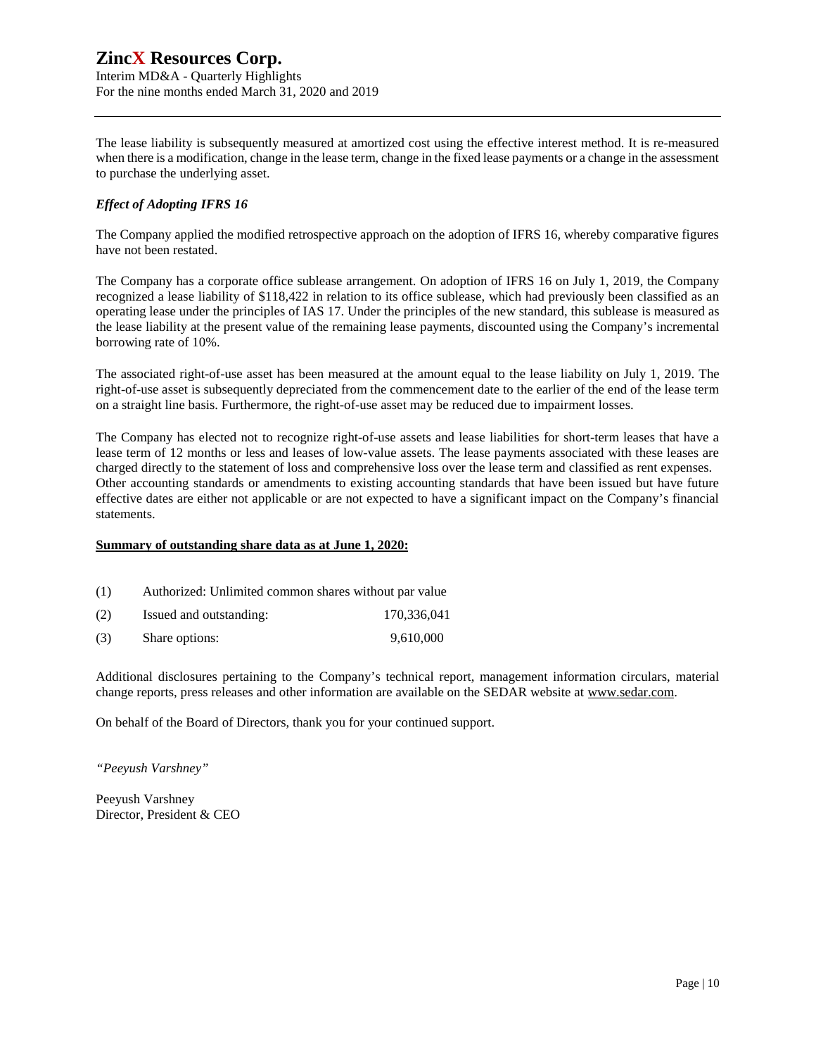The lease liability is subsequently measured at amortized cost using the effective interest method. It is re-measured when there is a modification, change in the lease term, change in the fixed lease payments or a change in the assessment to purchase the underlying asset.

***Effect of Adopting IFRS 16***

The Company applied the modified retrospective approach on the adoption of IFRS 16, whereby comparative figures have not been restated.

The Company has a corporate office sublease arrangement. On adoption of IFRS 16 on July 1, 2019, the Company recognized a lease liability of $118,422 in relation to its office sublease, which had previously been classified as an operating lease under the principles of IAS 17. Under the principles of the new standard, this sublease is measured as the lease liability at the present value of the remaining lease payments, discounted using the Company's incremental borrowing rate of 10%.

The associated right-of-use asset has been measured at the amount equal to the lease liability on July 1, 2019. The right-of-use asset is subsequently depreciated from the commencement date to the earlier of the end of the lease term on a straight line basis. Furthermore, the right-of-use asset may be reduced due to impairment losses.

The Company has elected not to recognize right-of-use assets and lease liabilities for short-term leases that have a lease term of 12 months or less and leases of low-value assets. The lease payments associated with these leases are charged directly to the statement of loss and comprehensive loss over the lease term and classified as rent expenses.
Other accounting standards or amendments to existing accounting standards that have been issued but have future effective dates are either not applicable or are not expected to have a significant impact on the Company's financial statements.

**Summary of outstanding share data as at June 1, 2020:**

| | | |
|---|---|---|
| (1) | Authorized: Unlimited common shares without par value | |
| (2) | Issued and outstanding: | 170,336,041 |
| (3) | Share options: | 9,610,000 |

Additional disclosures pertaining to the Company's technical report, management information circulars, material change reports, press releases and other information are available on the SEDAR website at www.sedar.com.

On behalf of the Board of Directors, thank you for your continued support.

*"Peeyush Varshney"*

Peeyush Varshney
Director, President & CEO